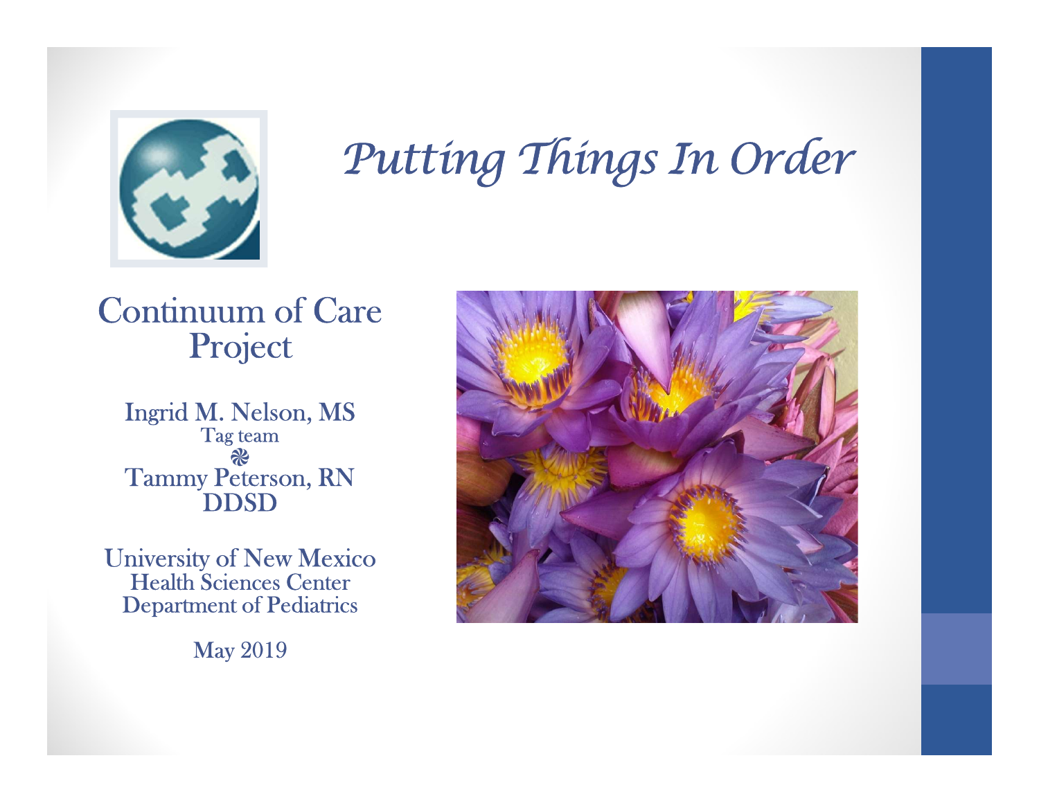# *Putting Things In Order*

## Continuum of Care Project

Ingrid M. Nelson, MS
Tag team
❁
Tammy Peterson, RN
DDSD

University of New Mexico
Health Sciences Center
Department of Pediatrics

May 2019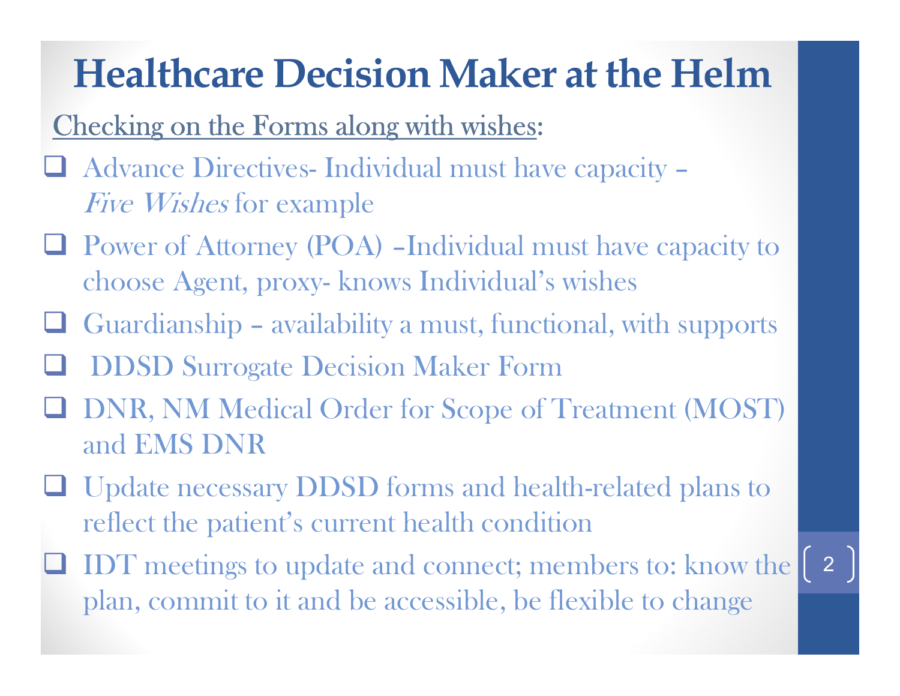# Healthcare Decision Maker at the Helm

Checking on the Forms along with wishes:

- Advance Directives- Individual must have capacity – *Five Wishes* for example
- Power of Attorney (POA) –Individual must have capacity to choose Agent, proxy- knows Individual's wishes
- Guardianship – availability a must, functional, with supports
- DDSD Surrogate Decision Maker Form
- DNR, NM Medical Order for Scope of Treatment (MOST) and EMS DNR
- Update necessary DDSD forms and health-related plans to reflect the patient's current health condition
- IDT meetings to update and connect; members to: know the plan, commit to it and be accessible, be flexible to change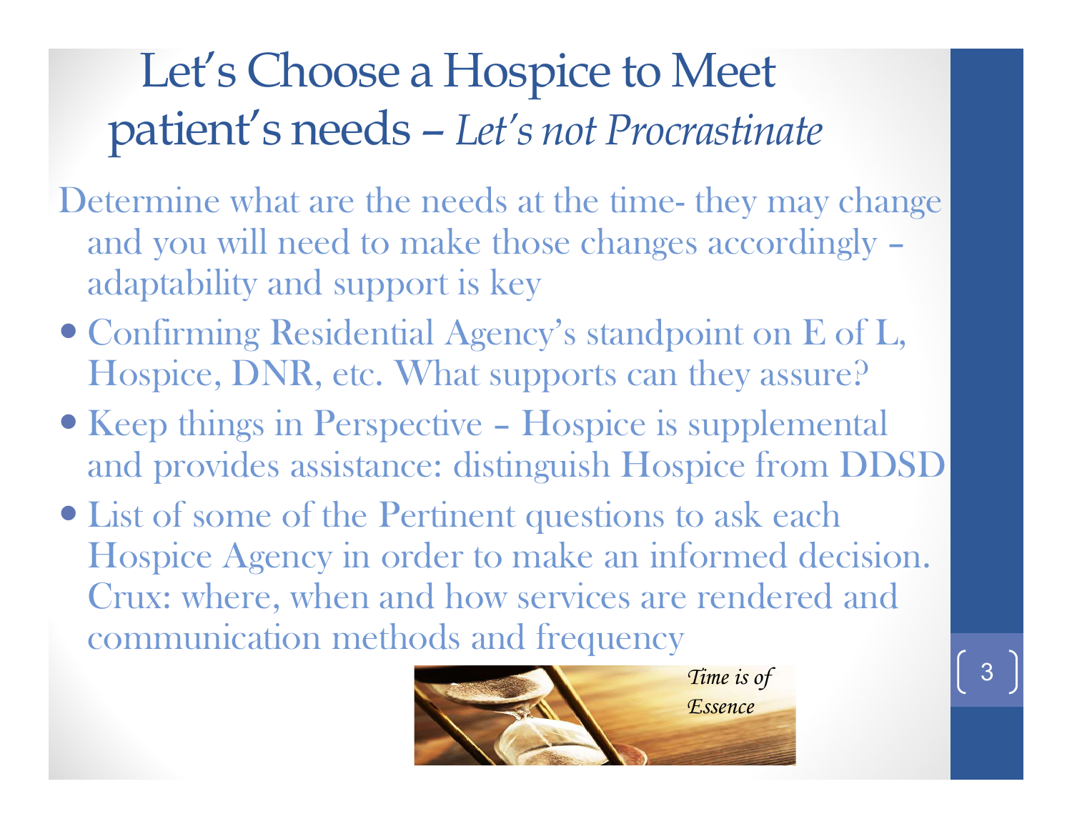# Let's Choose a Hospice to Meet patient's needs – *Let's not Procrastinate*

Determine what are the needs at the time- they may change and you will need to make those changes accordingly – adaptability and support is key

- Confirming Residential Agency's standpoint on E of L, Hospice, DNR, etc. What supports can they assure?
- Keep things in Perspective – Hospice is supplemental and provides assistance: distinguish Hospice from DDSD
- List of some of the Pertinent questions to ask each Hospice Agency in order to make an informed decision. Crux: where, when and how services are rendered and communication methods and frequency

*Time is of Essence*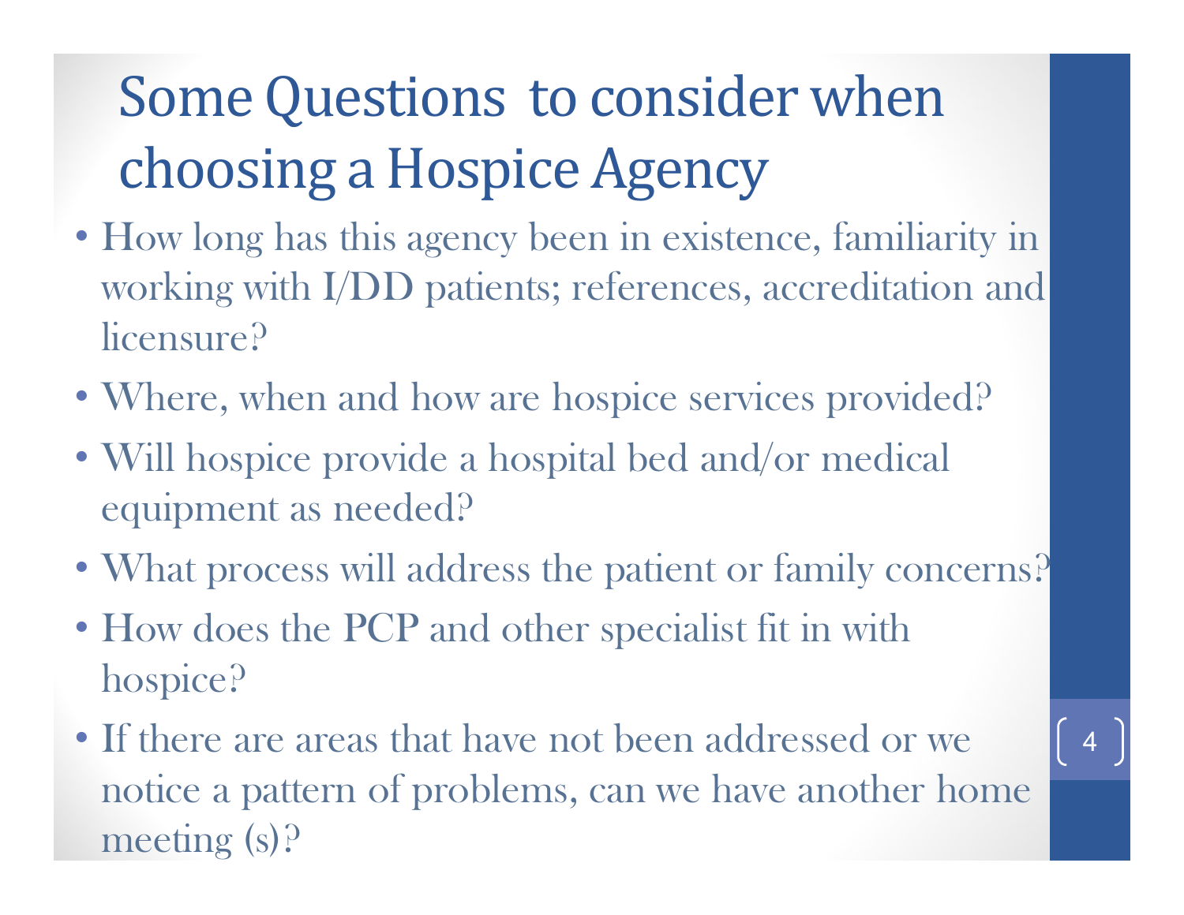# Some Questions to consider when choosing a Hospice Agency

- How long has this agency been in existence, familiarity in working with I/DD patients; references, accreditation and licensure?
- Where, when and how are hospice services provided?
- Will hospice provide a hospital bed and/or medical equipment as needed?
- What process will address the patient or family concerns?
- How does the PCP and other specialist fit in with hospice?
- If there are areas that have not been addressed or we notice a pattern of problems, can we have another home meeting (s)?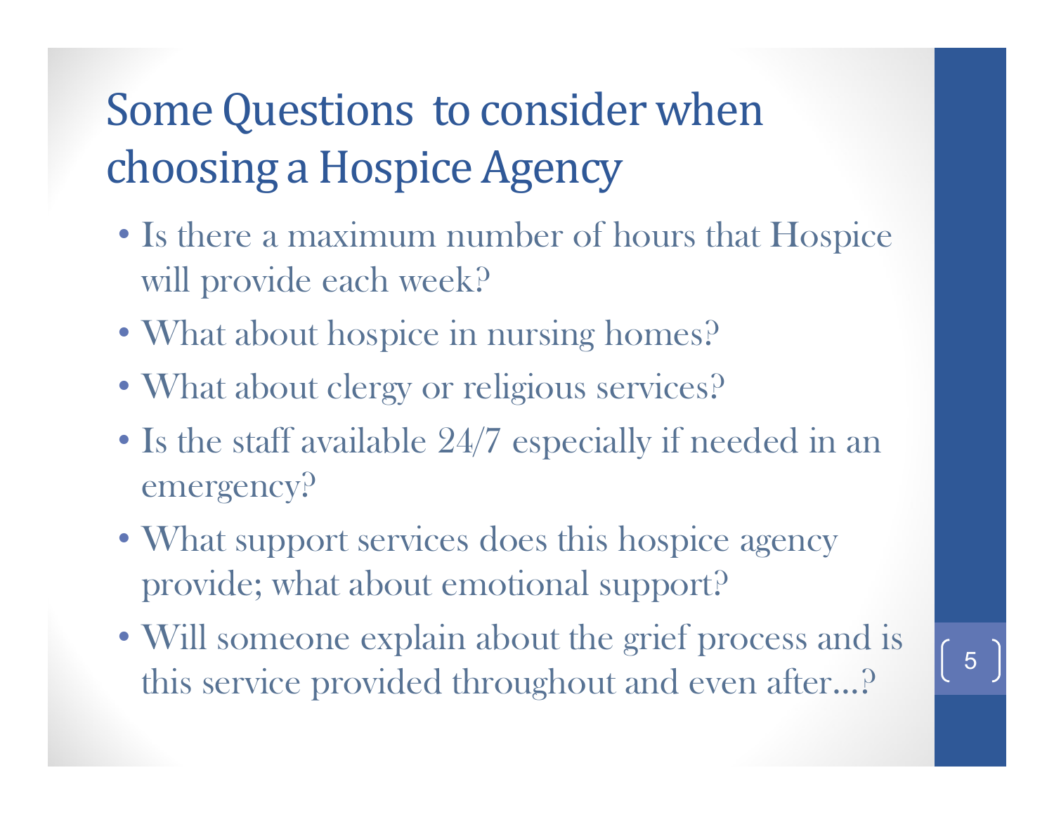# Some Questions to consider when choosing a Hospice Agency

- Is there a maximum number of hours that Hospice will provide each week?
- What about hospice in nursing homes?
- What about clergy or religious services?
- Is the staff available 24/7 especially if needed in an emergency?
- What support services does this hospice agency provide; what about emotional support?
- Will someone explain about the grief process and is this service provided throughout and even after…?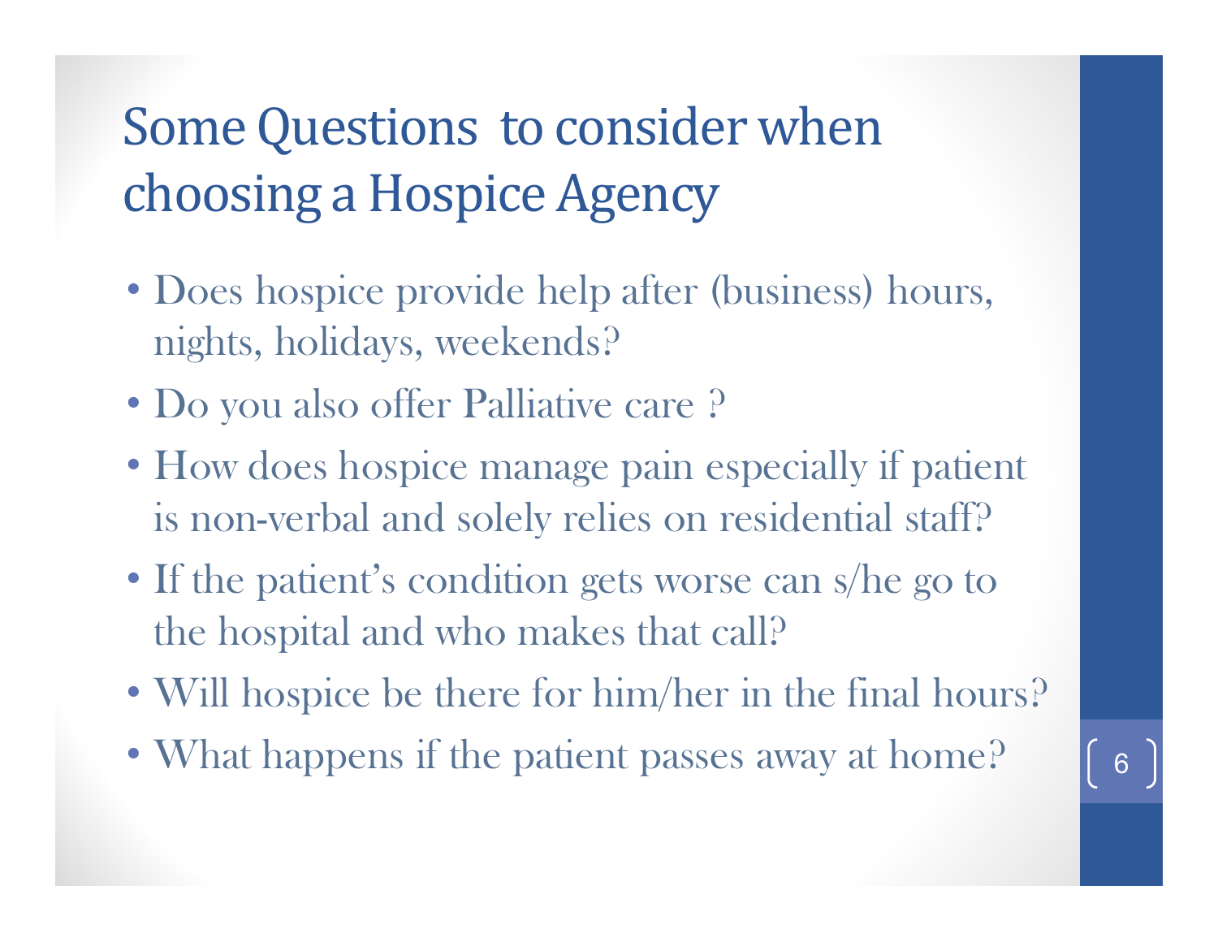# Some Questions to consider when choosing a Hospice Agency

- Does hospice provide help after (business) hours, nights, holidays, weekends?
- Do you also offer Palliative care ?
- How does hospice manage pain especially if patient is non-verbal and solely relies on residential staff?
- If the patient's condition gets worse can s/he go to the hospital and who makes that call?
- Will hospice be there for him/her in the final hours?
- What happens if the patient passes away at home?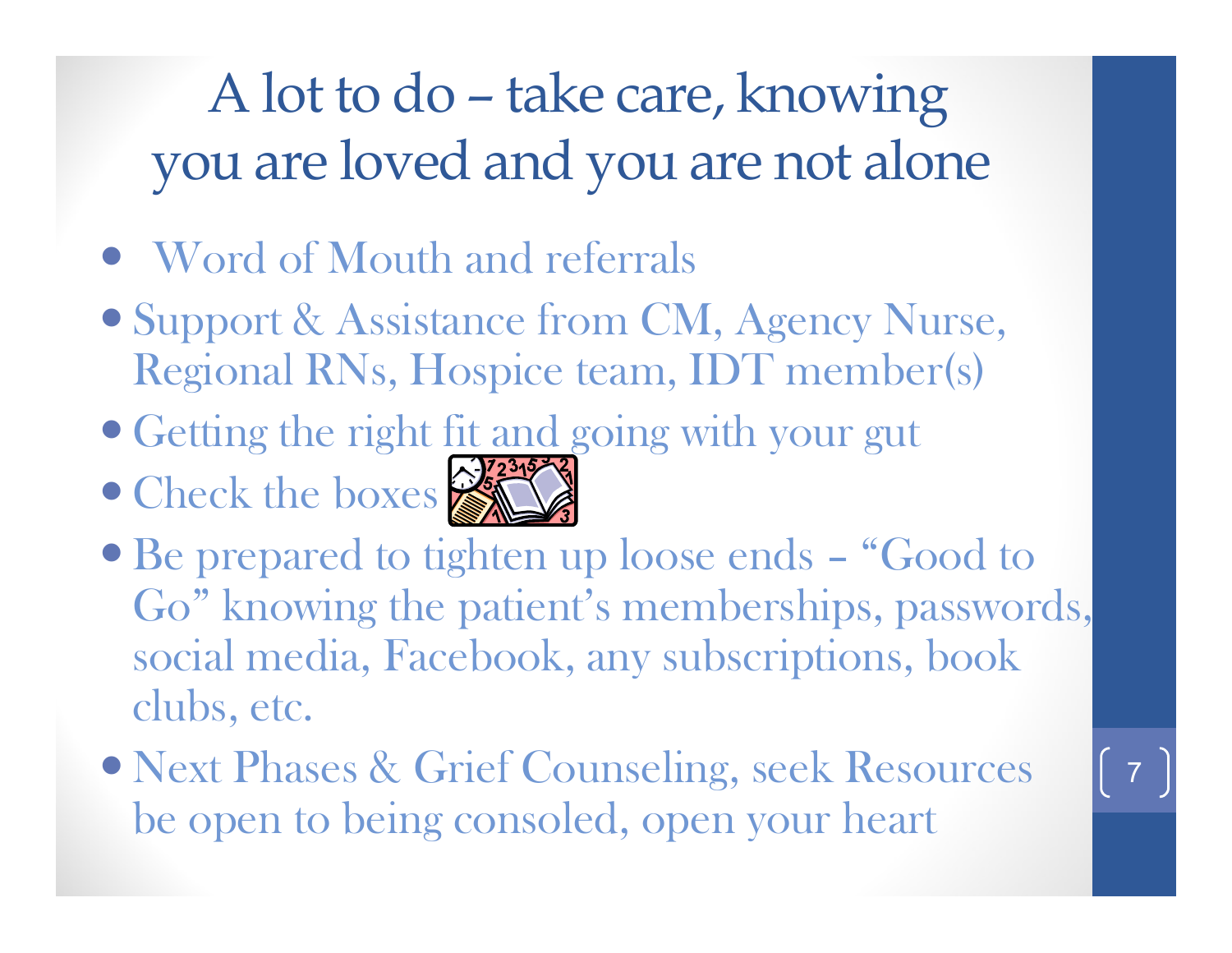# A lot to do – take care, knowing you are loved and you are not alone

- Word of Mouth and referrals
- Support & Assistance from CM, Agency Nurse, Regional RNs, Hospice team, IDT member(s)
- Getting the right fit and going with your gut
- Check the boxes
- Be prepared to tighten up loose ends – "Good to Go" knowing the patient's memberships, passwords, social media, Facebook, any subscriptions, book clubs, etc.
- Next Phases & Grief Counseling, seek Resources be open to being consoled, open your heart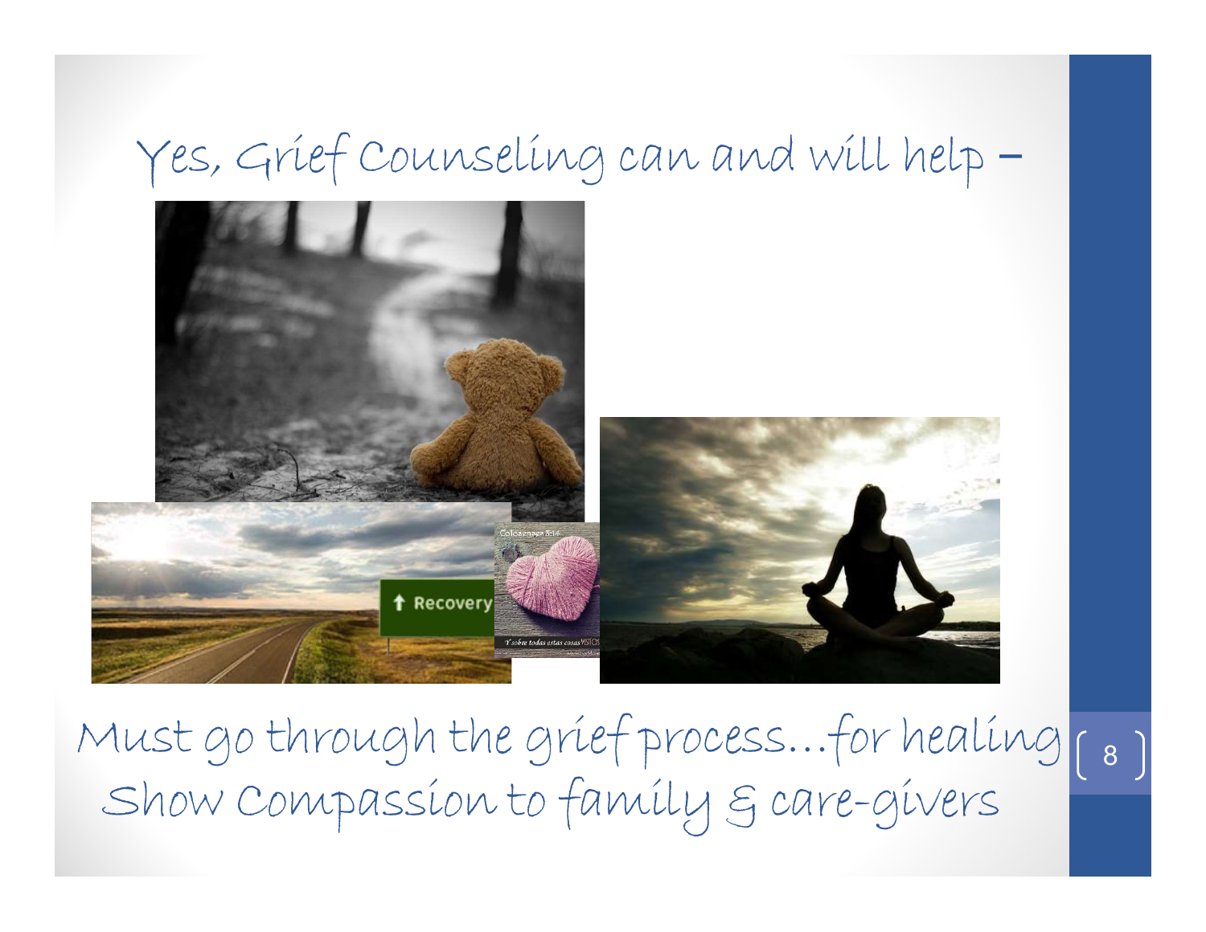# Yes, Grief Counseling can and will help –

Must go through the grief process…for healing

Show Compassion to family & care-givers